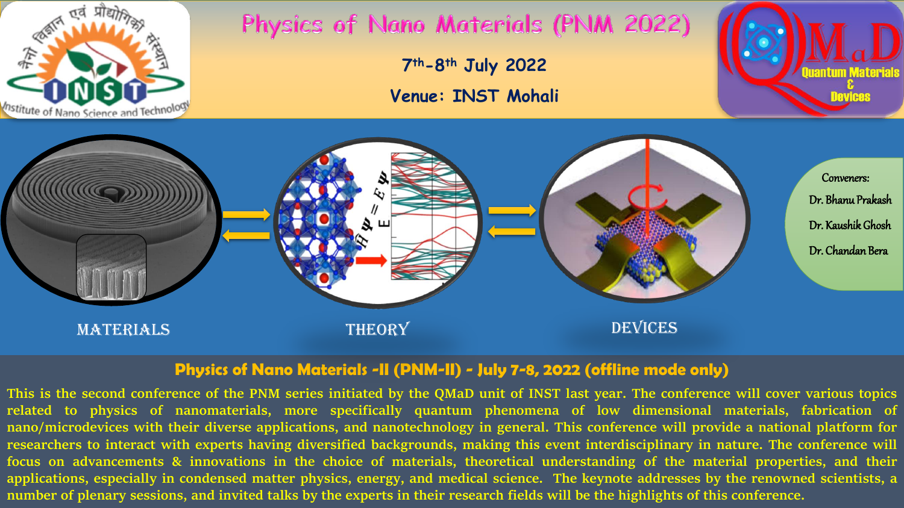# Physics of Nano Materials (PNM 2022)

7[th]-8[th] July 2022

Venue: INST Mohali

Institute of Nano Science and Technology

नैनो विज्ञान एवं प्रौद्योगिकी संस्थान

QMaD Quantum Materials & Devices

MATERIALS

THEORY

DEVICES

Conveners:

Dr. Bhanu Prakash

Dr. Kaushik Ghosh

Dr. Chandan Bera

## Physics of Nano Materials -II (PNM-II) - July 7-8, 2022 (offline mode only)

This is the second conference of the PNM series initiated by the QMaD unit of INST last year. The conference will cover various topics related to physics of nanomaterials, more specifically quantum phenomena of low dimensional materials, fabrication of nano/microdevices with their diverse applications, and nanotechnology in general. This conference will provide a national platform for researchers to interact with experts having diversified backgrounds, making this event interdisciplinary in nature. The conference will focus on advancements & innovations in the choice of materials, theoretical understanding of the material properties, and their applications, especially in condensed matter physics, energy, and medical science. The keynote addresses by the renowned scientists, a number of plenary sessions, and invited talks by the experts in their research fields will be the highlights of this conference.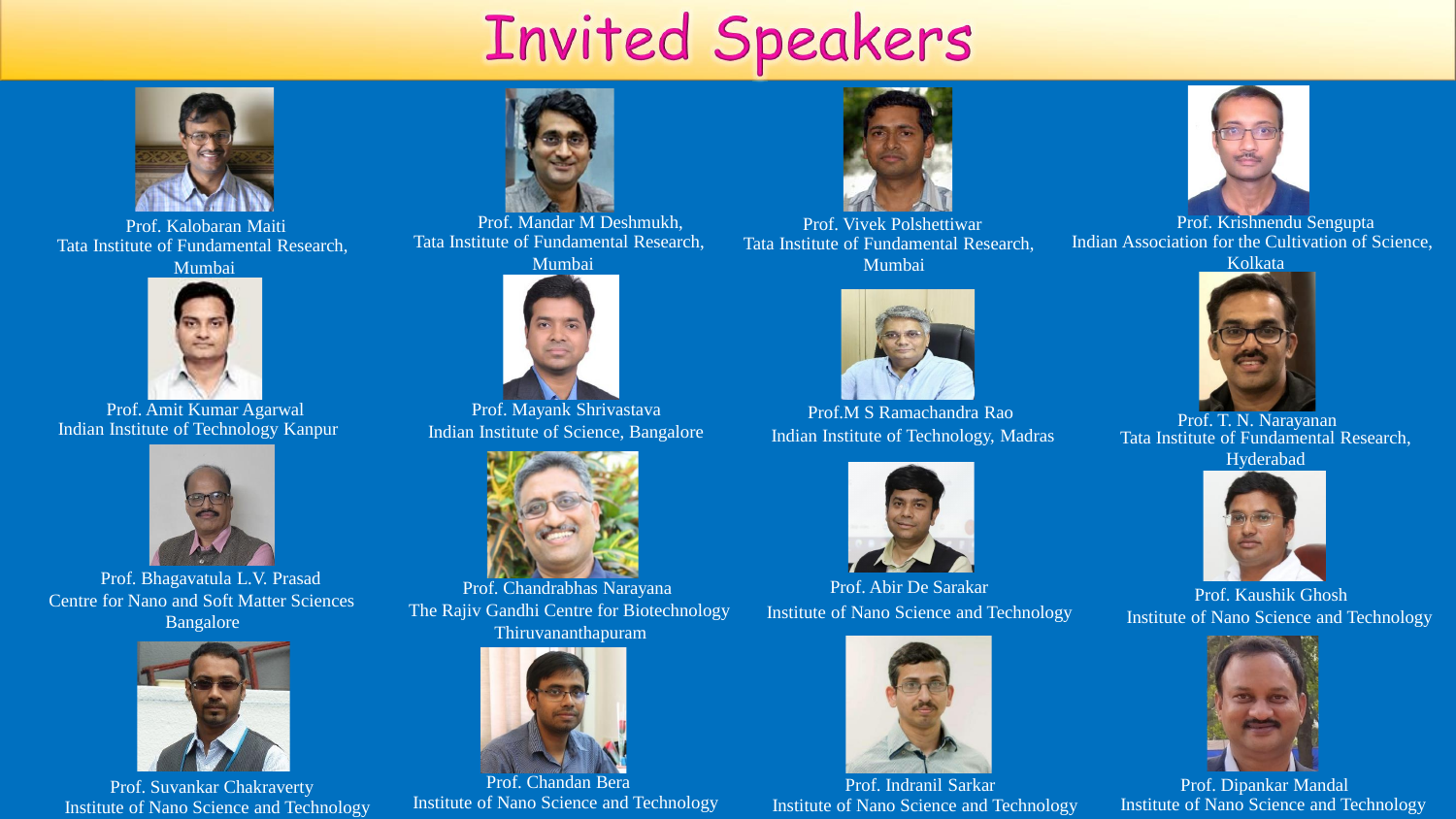# Invited Speakers

Prof. Kalobaran Maiti
Tata Institute of Fundamental Research, Mumbai

Prof. Mandar M Deshmukh,
Tata Institute of Fundamental Research, Mumbai

Prof. Vivek Polshettiwar
Tata Institute of Fundamental Research, Mumbai

Prof. Krishnendu Sengupta
Indian Association for the Cultivation of Science, Kolkata

Prof. Amit Kumar Agarwal
Indian Institute of Technology Kanpur

Prof. Mayank Shrivastava
Indian Institute of Science, Bangalore

Prof.M S Ramachandra Rao
Indian Institute of Technology, Madras

Prof. T. N. Narayanan
Tata Institute of Fundamental Research, Hyderabad

Prof. Bhagavatula L.V. Prasad
Centre for Nano and Soft Matter Sciences Bangalore

Prof. Chandrabhas Narayana
The Rajiv Gandhi Centre for Biotechnology Thiruvananthapuram

Prof. Abir De Sarakar
Institute of Nano Science and Technology

Prof. Kaushik Ghosh
Institute of Nano Science and Technology

Prof. Suvankar Chakraverty
Institute of Nano Science and Technology

Prof. Chandan Bera
Institute of Nano Science and Technology

Prof. Indranil Sarkar
Institute of Nano Science and Technology

Prof. Dipankar Mandal
Institute of Nano Science and Technology